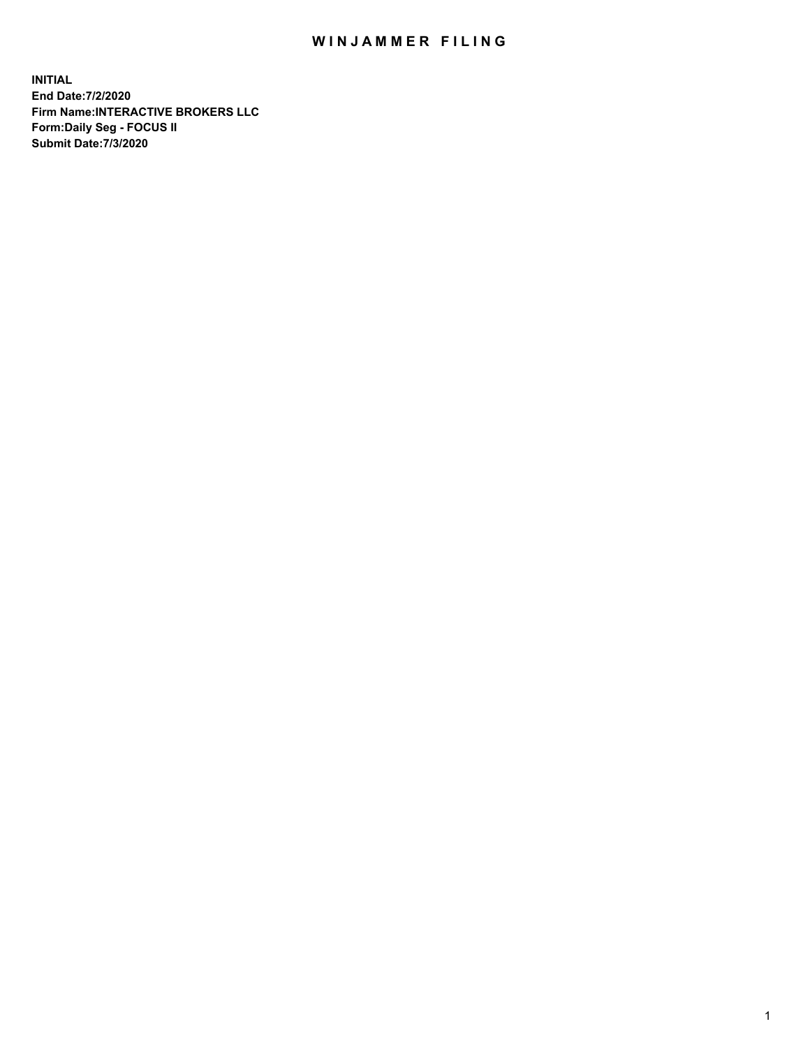# WINJAMMER FILING

**INITIAL**
**End Date:7/2/2020**
**Firm Name:INTERACTIVE BROKERS LLC**
**Form:Daily Seg - FOCUS II**
**Submit Date:7/3/2020**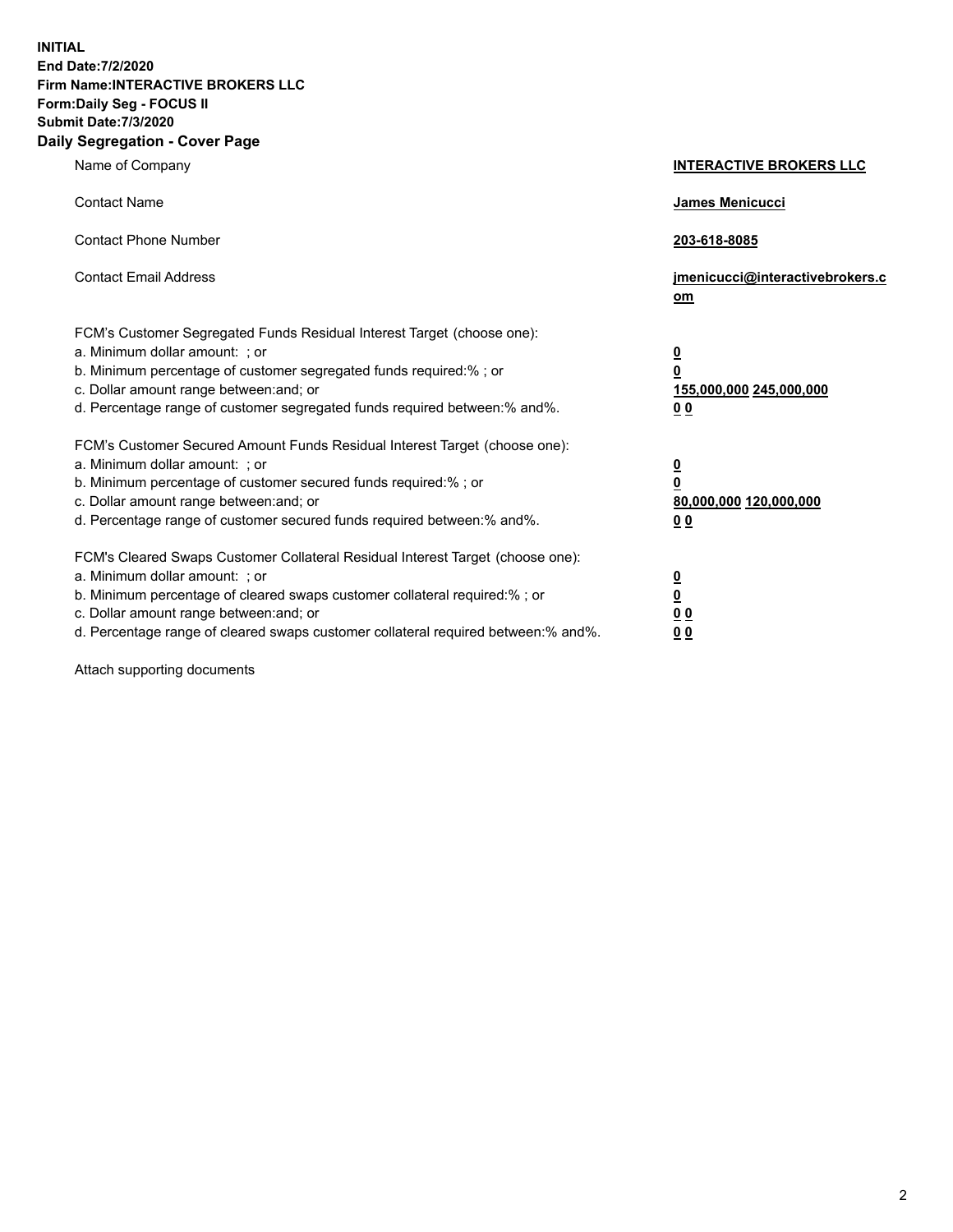**INITIAL**
**End Date:7/2/2020**
**Firm Name:INTERACTIVE BROKERS LLC**
**Form:Daily Seg - FOCUS II**
**Submit Date:7/3/2020**

## Daily Segregation - Cover Page

| | |
|---|---|
| Name of Company | **INTERACTIVE BROKERS LLC** |
| Contact Name | **James Menicucci** |
| Contact Phone Number | **203-618-8085** |
| Contact Email Address | **jmenicucci@interactivebrokers.com** |

FCM's Customer Segregated Funds Residual Interest Target (choose one):

| | |
|---|---|
| a. Minimum dollar amount: ; or | **0** |
| b. Minimum percentage of customer segregated funds required:% ; or | **0** |
| c. Dollar amount range between:and; or | **155,000,000 245,000,000** |
| d. Percentage range of customer segregated funds required between:% and%. | **0 0** |

FCM's Customer Secured Amount Funds Residual Interest Target (choose one):

| | |
|---|---|
| a. Minimum dollar amount: ; or | **0** |
| b. Minimum percentage of customer secured funds required:% ; or | **0** |
| c. Dollar amount range between:and; or | **80,000,000 120,000,000** |
| d. Percentage range of customer secured funds required between:% and%. | **0 0** |

FCM's Cleared Swaps Customer Collateral Residual Interest Target (choose one):

| | |
|---|---|
| a. Minimum dollar amount: ; or | **0** |
| b. Minimum percentage of cleared swaps customer collateral required:% ; or | **0** |
| c. Dollar amount range between:and; or | **0 0** |
| d. Percentage range of cleared swaps customer collateral required between:% and%. | **0 0** |

Attach supporting documents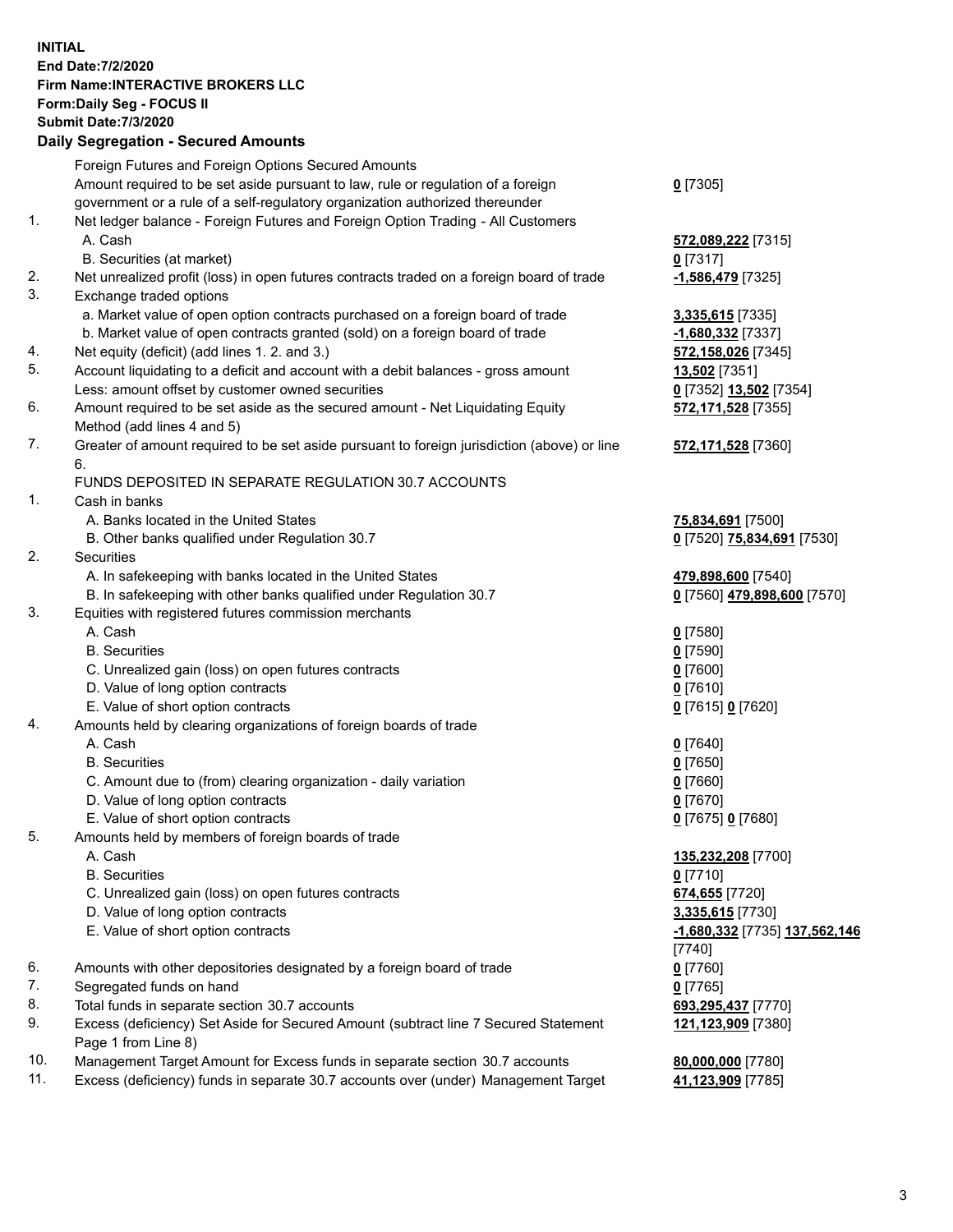**INITIAL**
**End Date:7/2/2020**
**Firm Name:INTERACTIVE BROKERS LLC**
**Form:Daily Seg - FOCUS II**
**Submit Date:7/3/2020**

### Daily Segregation - Secured Amounts

| | | |
|---|---|---|
| | Foreign Futures and Foreign Options Secured Amounts | |
| | Amount required to be set aside pursuant to law, rule or regulation of a foreign government or a rule of a self-regulatory organization authorized thereunder | **0** [7305] |
| 1. | Net ledger balance - Foreign Futures and Foreign Option Trading - All Customers | |
| | A. Cash | **572,089,222** [7315] |
| | B. Securities (at market) | **0** [7317] |
| 2. | Net unrealized profit (loss) in open futures contracts traded on a foreign board of trade | **-1,586,479** [7325] |
| 3. | Exchange traded options | |
| | a. Market value of open option contracts purchased on a foreign board of trade | **3,335,615** [7335] |
| | b. Market value of open contracts granted (sold) on a foreign board of trade | **-1,680,332** [7337] |
| 4. | Net equity (deficit) (add lines 1. 2. and 3.) | **572,158,026** [7345] |
| 5. | Account liquidating to a deficit and account with a debit balances - gross amount | **13,502** [7351] |
| | Less: amount offset by customer owned securities | **0** [7352] **13,502** [7354] |
| 6. | Amount required to be set aside as the secured amount - Net Liquidating Equity Method (add lines 4 and 5) | **572,171,528** [7355] |
| 7. | Greater of amount required to be set aside pursuant to foreign jurisdiction (above) or line 6. | **572,171,528** [7360] |
| | FUNDS DEPOSITED IN SEPARATE REGULATION 30.7 ACCOUNTS | |
| 1. | Cash in banks | |
| | A. Banks located in the United States | **75,834,691** [7500] |
| | B. Other banks qualified under Regulation 30.7 | **0** [7520] **75,834,691** [7530] |
| 2. | Securities | |
| | A. In safekeeping with banks located in the United States | **479,898,600** [7540] |
| | B. In safekeeping with other banks qualified under Regulation 30.7 | **0** [7560] **479,898,600** [7570] |
| 3. | Equities with registered futures commission merchants | |
| | A. Cash | **0** [7580] |
| | B. Securities | **0** [7590] |
| | C. Unrealized gain (loss) on open futures contracts | **0** [7600] |
| | D. Value of long option contracts | **0** [7610] |
| | E. Value of short option contracts | **0** [7615] **0** [7620] |
| 4. | Amounts held by clearing organizations of foreign boards of trade | |
| | A. Cash | **0** [7640] |
| | B. Securities | **0** [7650] |
| | C. Amount due to (from) clearing organization - daily variation | **0** [7660] |
| | D. Value of long option contracts | **0** [7670] |
| | E. Value of short option contracts | **0** [7675] **0** [7680] |
| 5. | Amounts held by members of foreign boards of trade | |
| | A. Cash | **135,232,208** [7700] |
| | B. Securities | **0** [7710] |
| | C. Unrealized gain (loss) on open futures contracts | **674,655** [7720] |
| | D. Value of long option contracts | **3,335,615** [7730] |
| | E. Value of short option contracts | **-1,680,332** [7735] **137,562,146** [7740] |
| 6. | Amounts with other depositories designated by a foreign board of trade | **0** [7760] |
| 7. | Segregated funds on hand | **0** [7765] |
| 8. | Total funds in separate section 30.7 accounts | **693,295,437** [7770] |
| 9. | Excess (deficiency) Set Aside for Secured Amount (subtract line 7 Secured Statement Page 1 from Line 8) | **121,123,909** [7380] |
| 10. | Management Target Amount for Excess funds in separate section 30.7 accounts | **80,000,000** [7780] |
| 11. | Excess (deficiency) funds in separate 30.7 accounts over (under) Management Target | **41,123,909** [7785] |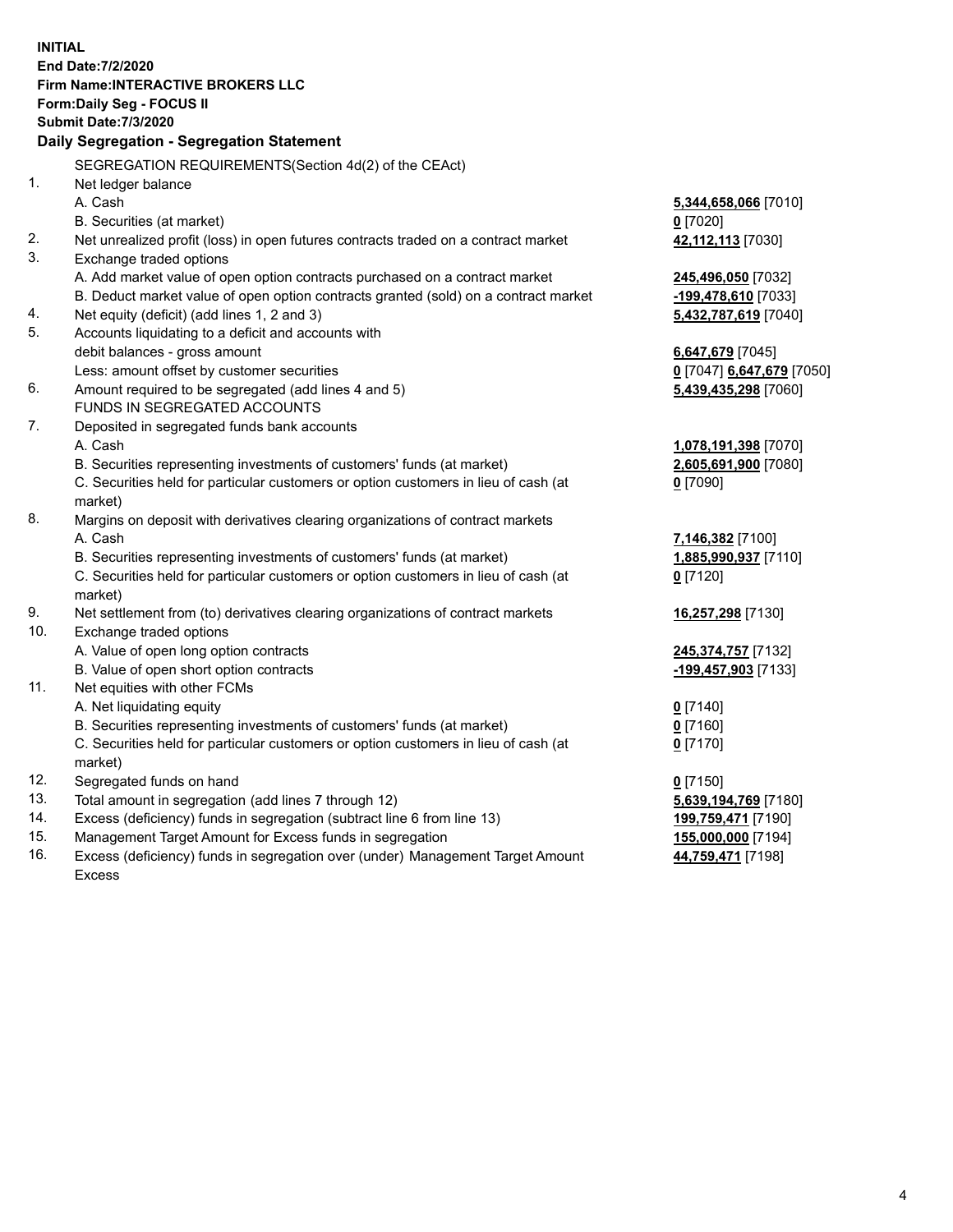**INITIAL**
**End Date:7/2/2020**
**Firm Name:INTERACTIVE BROKERS LLC**
**Form:Daily Seg - FOCUS II**
**Submit Date:7/3/2020**

**Daily Segregation - Segregation Statement**

| | | |
|---|---|---|
| | SEGREGATION REQUIREMENTS(Section 4d(2) of the CEAct) | |
| 1. | Net ledger balance | |
| | A. Cash | **5,344,658,066** [7010] |
| | B. Securities (at market) | **0** [7020] |
| 2. | Net unrealized profit (loss) in open futures contracts traded on a contract market | **42,112,113** [7030] |
| 3. | Exchange traded options | |
| | A. Add market value of open option contracts purchased on a contract market | **245,496,050** [7032] |
| | B. Deduct market value of open option contracts granted (sold) on a contract market | **-199,478,610** [7033] |
| 4. | Net equity (deficit) (add lines 1, 2 and 3) | **5,432,787,619** [7040] |
| 5. | Accounts liquidating to a deficit and accounts with debit balances - gross amount | **6,647,679** [7045] |
| | Less: amount offset by customer securities | **0** [7047] **6,647,679** [7050] |
| 6. | Amount required to be segregated (add lines 4 and 5) | **5,439,435,298** [7060] |
| | FUNDS IN SEGREGATED ACCOUNTS | |
| 7. | Deposited in segregated funds bank accounts | |
| | A. Cash | **1,078,191,398** [7070] |
| | B. Securities representing investments of customers' funds (at market) | **2,605,691,900** [7080] |
| | C. Securities held for particular customers or option customers in lieu of cash (at market) | **0** [7090] |
| 8. | Margins on deposit with derivatives clearing organizations of contract markets | |
| | A. Cash | **7,146,382** [7100] |
| | B. Securities representing investments of customers' funds (at market) | **1,885,990,937** [7110] |
| | C. Securities held for particular customers or option customers in lieu of cash (at market) | **0** [7120] |
| 9. | Net settlement from (to) derivatives clearing organizations of contract markets | **16,257,298** [7130] |
| 10. | Exchange traded options | |
| | A. Value of open long option contracts | **245,374,757** [7132] |
| | B. Value of open short option contracts | **-199,457,903** [7133] |
| 11. | Net equities with other FCMs | |
| | A. Net liquidating equity | **0** [7140] |
| | B. Securities representing investments of customers' funds (at market) | **0** [7160] |
| | C. Securities held for particular customers or option customers in lieu of cash (at market) | **0** [7170] |
| 12. | Segregated funds on hand | **0** [7150] |
| 13. | Total amount in segregation (add lines 7 through 12) | **5,639,194,769** [7180] |
| 14. | Excess (deficiency) funds in segregation (subtract line 6 from line 13) | **199,759,471** [7190] |
| 15. | Management Target Amount for Excess funds in segregation | **155,000,000** [7194] |
| 16. | Excess (deficiency) funds in segregation over (under) Management Target Amount Excess | **44,759,471** [7198] |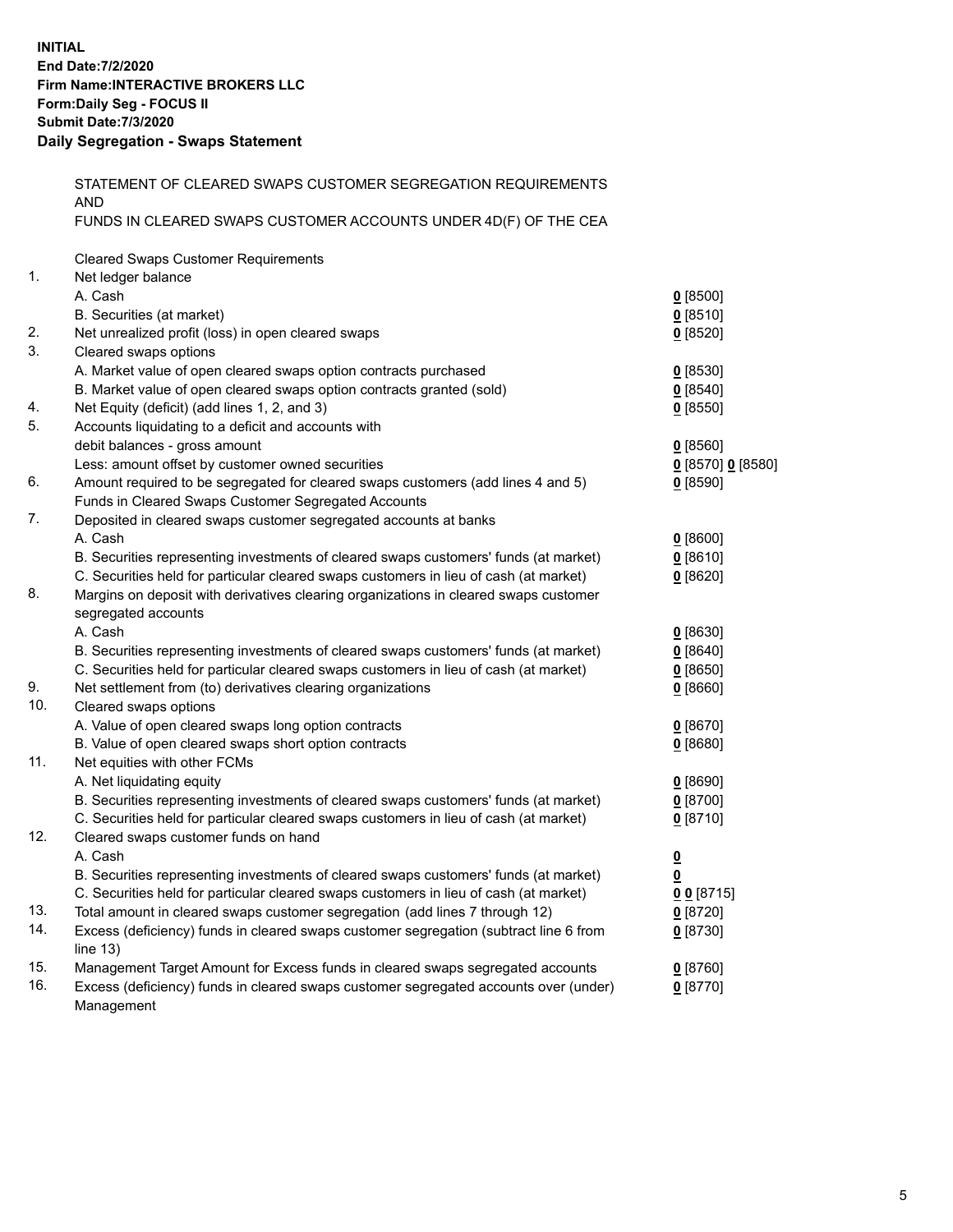**INITIAL**
**End Date:7/2/2020**
**Firm Name:INTERACTIVE BROKERS LLC**
**Form:Daily Seg - FOCUS II**
**Submit Date:7/3/2020**
**Daily Segregation - Swaps Statement**

STATEMENT OF CLEARED SWAPS CUSTOMER SEGREGATION REQUIREMENTS AND FUNDS IN CLEARED SWAPS CUSTOMER ACCOUNTS UNDER 4D(F) OF THE CEA

| | | |
|---|---|---|
| | Cleared Swaps Customer Requirements | |
| 1. | Net ledger balance | |
| | A. Cash | 0 [8500] |
| | B. Securities (at market) | 0 [8510] |
| 2. | Net unrealized profit (loss) in open cleared swaps | 0 [8520] |
| 3. | Cleared swaps options | |
| | A. Market value of open cleared swaps option contracts purchased | 0 [8530] |
| | B. Market value of open cleared swaps option contracts granted (sold) | 0 [8540] |
| 4. | Net Equity (deficit) (add lines 1, 2, and 3) | 0 [8550] |
| 5. | Accounts liquidating to a deficit and accounts with debit balances - gross amount | 0 [8560] |
| | Less: amount offset by customer owned securities | 0 [8570] 0 [8580] |
| 6. | Amount required to be segregated for cleared swaps customers (add lines 4 and 5) | 0 [8590] |
| | Funds in Cleared Swaps Customer Segregated Accounts | |
| 7. | Deposited in cleared swaps customer segregated accounts at banks | |
| | A. Cash | 0 [8600] |
| | B. Securities representing investments of cleared swaps customers' funds (at market) | 0 [8610] |
| | C. Securities held for particular cleared swaps customers in lieu of cash (at market) | 0 [8620] |
| 8. | Margins on deposit with derivatives clearing organizations in cleared swaps customer segregated accounts | |
| | A. Cash | 0 [8630] |
| | B. Securities representing investments of cleared swaps customers' funds (at market) | 0 [8640] |
| | C. Securities held for particular cleared swaps customers in lieu of cash (at market) | 0 [8650] |
| 9. | Net settlement from (to) derivatives clearing organizations | 0 [8660] |
| 10. | Cleared swaps options | |
| | A. Value of open cleared swaps long option contracts | 0 [8670] |
| | B. Value of open cleared swaps short option contracts | 0 [8680] |
| 11. | Net equities with other FCMs | |
| | A. Net liquidating equity | 0 [8690] |
| | B. Securities representing investments of cleared swaps customers' funds (at market) | 0 [8700] |
| | C. Securities held for particular cleared swaps customers in lieu of cash (at market) | 0 [8710] |
| 12. | Cleared swaps customer funds on hand | |
| | A. Cash | 0 |
| | B. Securities representing investments of cleared swaps customers' funds (at market) | 0 |
| | C. Securities held for particular cleared swaps customers in lieu of cash (at market) | 0 0 [8715] |
| 13. | Total amount in cleared swaps customer segregation (add lines 7 through 12) | 0 [8720] |
| 14. | Excess (deficiency) funds in cleared swaps customer segregation (subtract line 6 from line 13) | 0 [8730] |
| 15. | Management Target Amount for Excess funds in cleared swaps segregated accounts | 0 [8760] |
| 16. | Excess (deficiency) funds in cleared swaps customer segregated accounts over (under) Management | 0 [8770] |